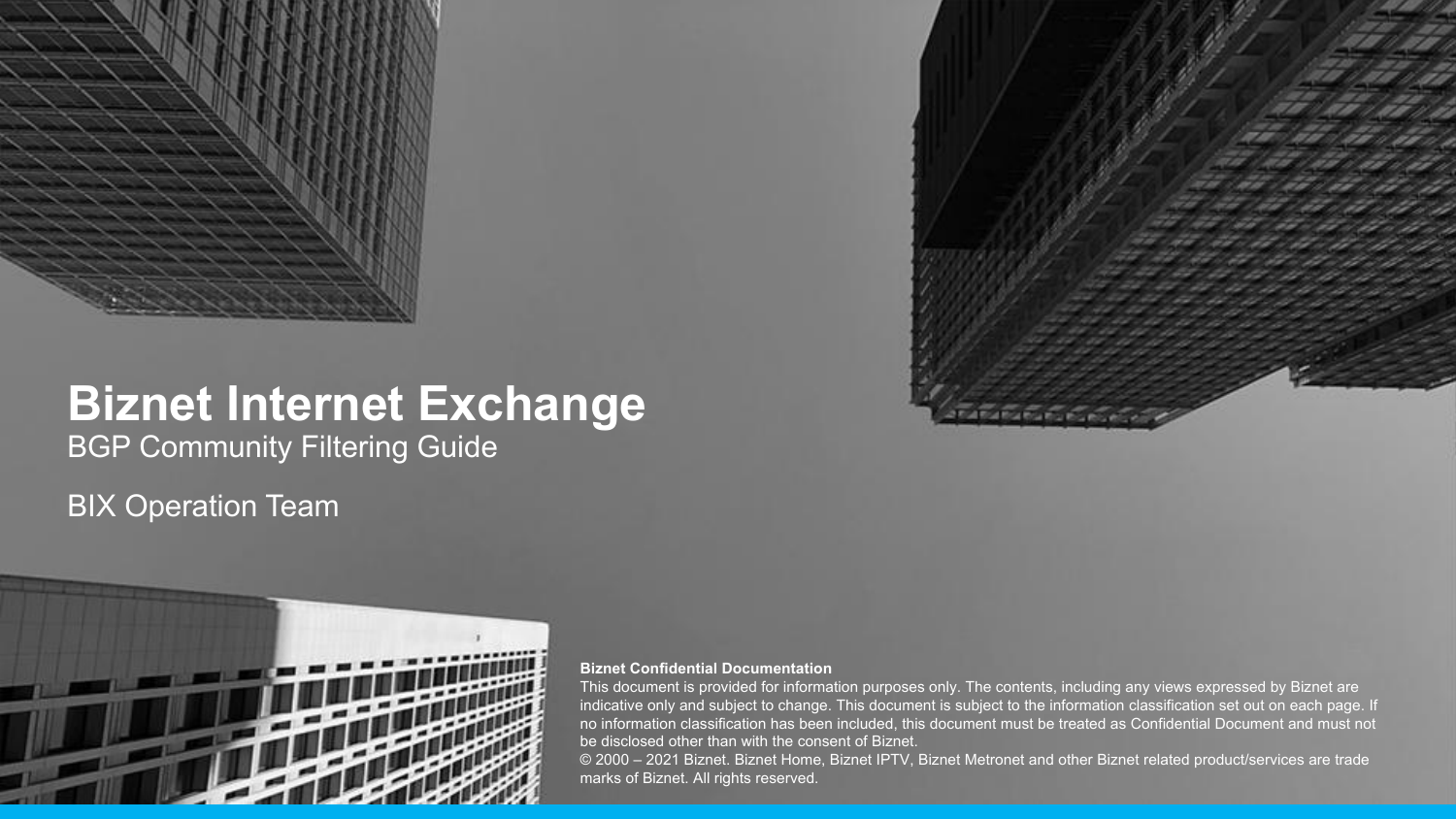# Biznet Internet Exchange

## BGP Community Filtering Guide

BIX Operation Team

**Biznet Confidential Documentation**

This document is provided for information purposes only. The contents, including any views expressed by Biznet are indicative only and subject to change. This document is subject to the information classification set out on each page. If no information classification has been included, this document must be treated as Confidential Document and must not be disclosed other than with the consent of Biznet.

© 2000 – 2021 Biznet. Biznet Home, Biznet IPTV, Biznet Metronet and other Biznet related product/services are trade marks of Biznet. All rights reserved.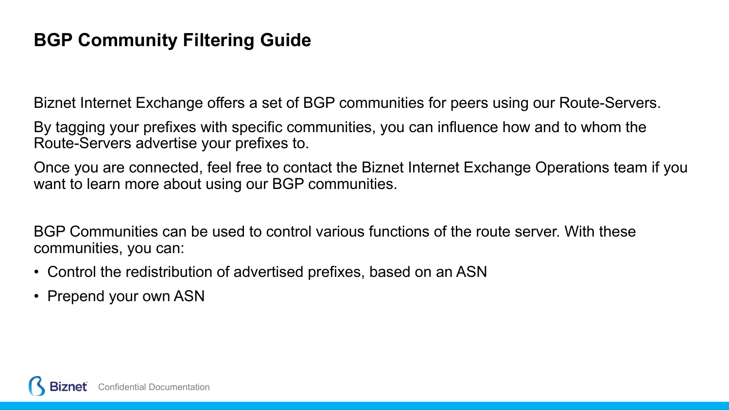# BGP Community Filtering Guide

Biznet Internet Exchange offers a set of BGP communities for peers using our Route-Servers.

By tagging your prefixes with specific communities, you can influence how and to whom the Route-Servers advertise your prefixes to.

Once you are connected, feel free to contact the Biznet Internet Exchange Operations team if you want to learn more about using our BGP communities.

BGP Communities can be used to control various functions of the route server. With these communities, you can:

- Control the redistribution of advertised prefixes, based on an ASN
- Prepend your own ASN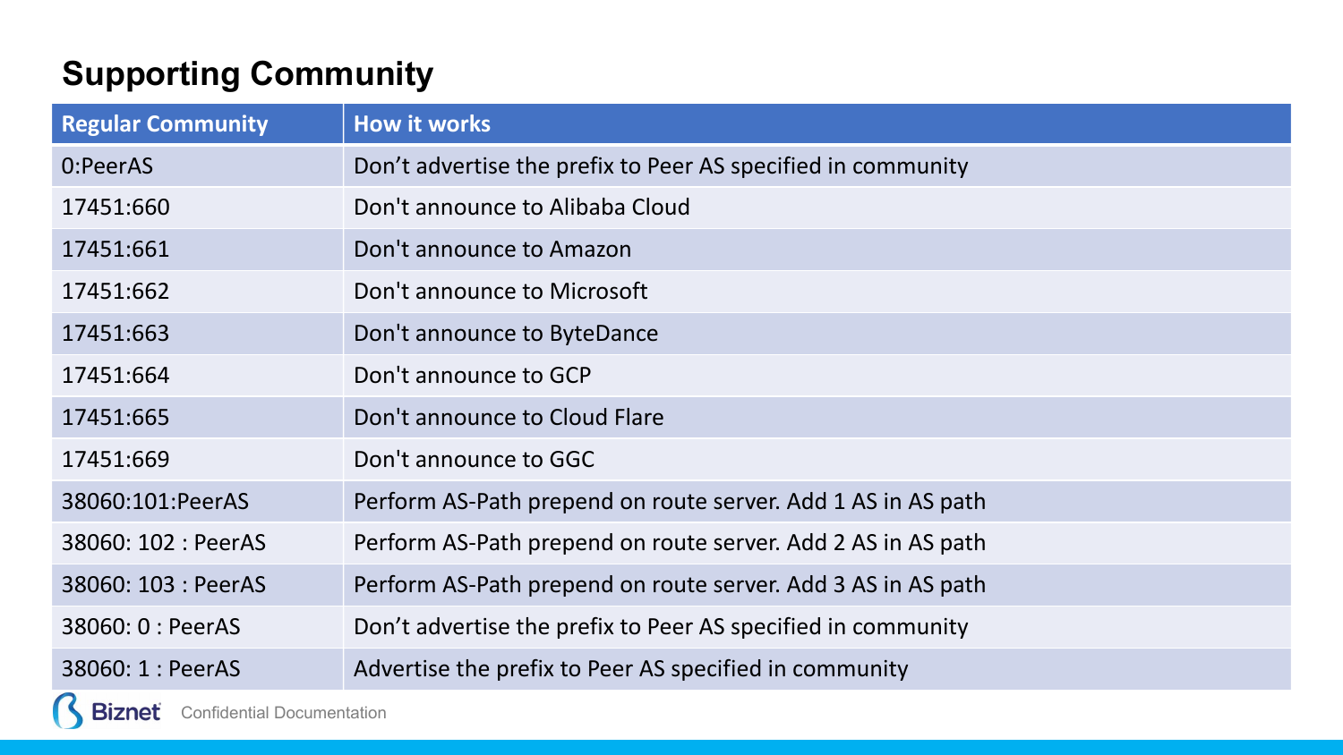## Supporting Community

| Regular Community | How it works |
| --- | --- |
| 0:PeerAS | Don’t advertise the prefix to Peer AS specified in community |
| 17451:660 | Don't announce to Alibaba Cloud |
| 17451:661 | Don't announce to Amazon |
| 17451:662 | Don't announce to Microsoft |
| 17451:663 | Don't announce to ByteDance |
| 17451:664 | Don't announce to GCP |
| 17451:665 | Don't announce to Cloud Flare |
| 17451:669 | Don't announce to GGC |
| 38060:101:PeerAS | Perform AS-Path prepend on route server. Add 1 AS in AS path |
| 38060: 102 : PeerAS | Perform AS-Path prepend on route server. Add 2 AS in AS path |
| 38060: 103 : PeerAS | Perform AS-Path prepend on route server. Add 3 AS in AS path |
| 38060: 0 : PeerAS | Don’t advertise the prefix to Peer AS specified in community |
| 38060: 1 : PeerAS | Advertise the prefix to Peer AS specified in community |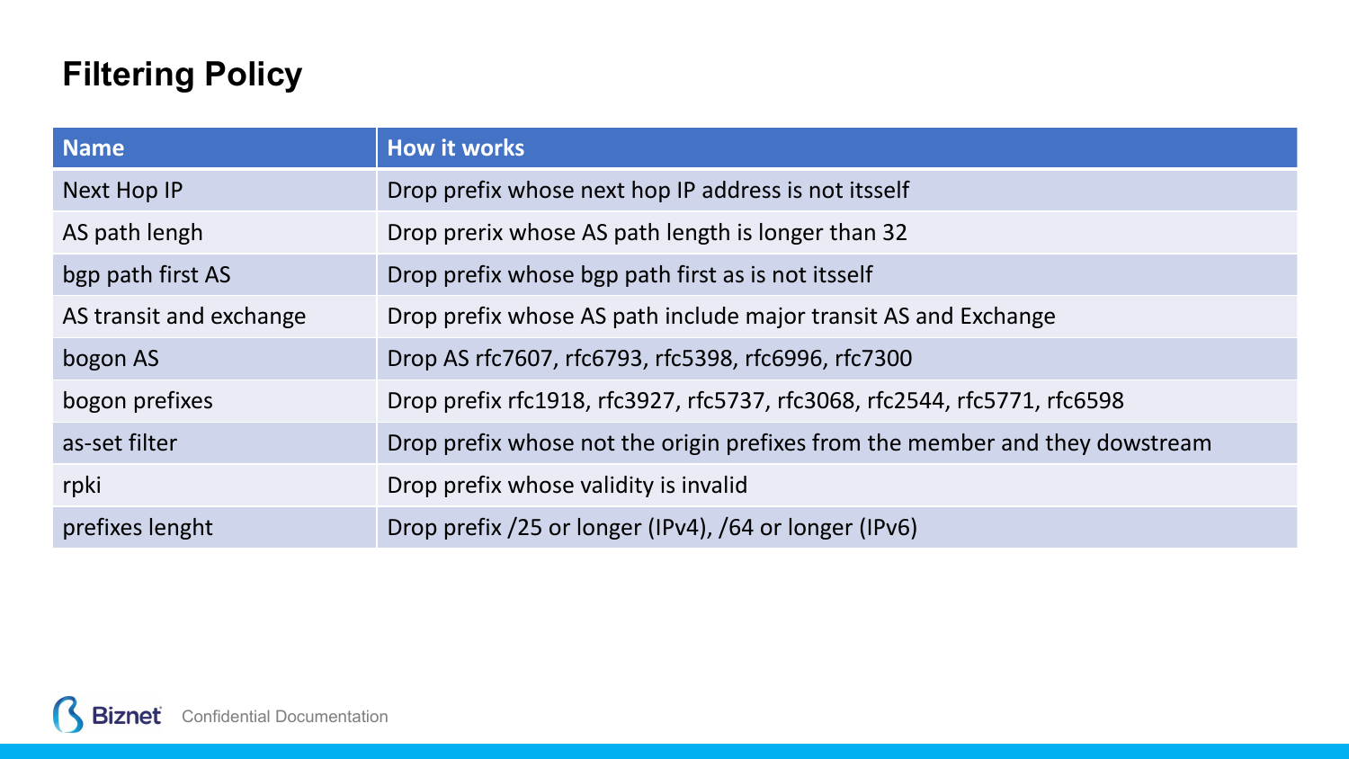## Filtering Policy

| Name | How it works |
| --- | --- |
| Next Hop IP | Drop prefix whose next hop IP address is not itsself |
| AS path lengh | Drop prerix whose AS path length is longer than 32 |
| bgp path first AS | Drop prefix whose bgp path first as is not itsself |
| AS transit and exchange | Drop prefix whose AS path include major transit AS and Exchange |
| bogon AS | Drop AS rfc7607, rfc6793, rfc5398, rfc6996, rfc7300 |
| bogon prefixes | Drop prefix rfc1918, rfc3927, rfc5737, rfc3068, rfc2544, rfc5771, rfc6598 |
| as-set filter | Drop prefix whose not the origin prefixes from the member and they dowstream |
| rpki | Drop prefix whose validity is invalid |
| prefixes lenght | Drop prefix /25 or longer (IPv4), /64 or longer (IPv6) |

Biznet Confidential Documentation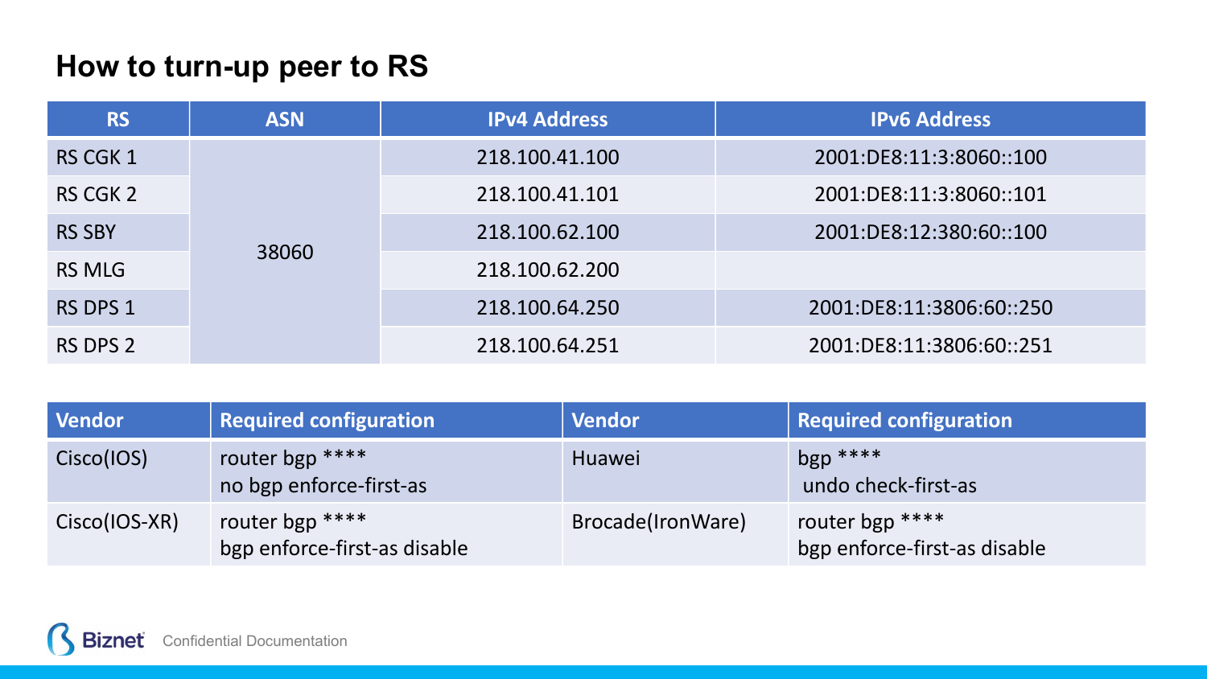# How to turn-up peer to RS

| RS | ASN | IPv4 Address | IPv6 Address |
| --- | --- | --- | --- |
| RS CGK 1 | 38060 | 218.100.41.100 | 2001:DE8:11:3:8060::100 |
| RS CGK 2 | | 218.100.41.101 | 2001:DE8:11:3:8060::101 |
| RS SBY | | 218.100.62.100 | 2001:DE8:12:380:60::100 |
| RS MLG | | 218.100.62.200 | |
| RS DPS 1 | | 218.100.64.250 | 2001:DE8:11:3806:60::250 |
| RS DPS 2 | | 218.100.64.251 | 2001:DE8:11:3806:60::251 |

| Vendor | Required configuration | Vendor | Required configuration |
| --- | --- | --- | --- |
| Cisco(IOS) | router bgp ****<br>no bgp enforce-first-as | Huawei | bgp ****<br>undo check-first-as |
| Cisco(IOS-XR) | router bgp ****<br>bgp enforce-first-as disable | Brocade(IronWare) | router bgp ****<br>bgp enforce-first-as disable |